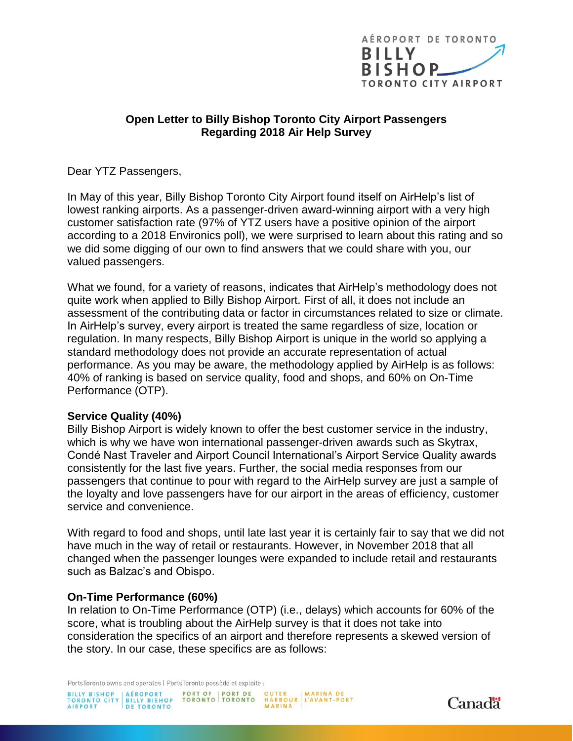**Open Letter to Billy Bishop Toronto City Airport Passengers Regarding 2018 Air Help Survey**

Dear YTZ Passengers,

In May of this year, Billy Bishop Toronto City Airport found itself on AirHelp's list of lowest ranking airports. As a passenger-driven award-winning airport with a very high customer satisfaction rate (97% of YTZ users have a positive opinion of the airport according to a 2018 Environics poll), we were surprised to learn about this rating and so we did some digging of our own to find answers that we could share with you, our valued passengers.

What we found, for a variety of reasons, indicates that AirHelp's methodology does not quite work when applied to Billy Bishop Airport. First of all, it does not include an assessment of the contributing data or factor in circumstances related to size or climate. In AirHelp's survey, every airport is treated the same regardless of size, location or regulation. In many respects, Billy Bishop Airport is unique in the world so applying a standard methodology does not provide an accurate representation of actual performance. As you may be aware, the methodology applied by AirHelp is as follows: 40% of ranking is based on service quality, food and shops, and 60% on On-Time Performance (OTP).

**Service Quality (40%)**

Billy Bishop Airport is widely known to offer the best customer service in the industry, which is why we have won international passenger-driven awards such as Skytrax, Condé Nast Traveler and Airport Council International's Airport Service Quality awards consistently for the last five years. Further, the social media responses from our passengers that continue to pour with regard to the AirHelp survey are just a sample of the loyalty and love passengers have for our airport in the areas of efficiency, customer service and convenience.

With regard to food and shops, until late last year it is certainly fair to say that we did not have much in the way of retail or restaurants. However, in November 2018 that all changed when the passenger lounges were expanded to include retail and restaurants such as Balzac's and Obispo.

**On-Time Performance (60%)**

In relation to On-Time Performance (OTP) (i.e., delays) which accounts for 60% of the score, what is troubling about the AirHelp survey is that it does not take into consideration the specifics of an airport and therefore represents a skewed version of the story. In our case, these specifics are as follows: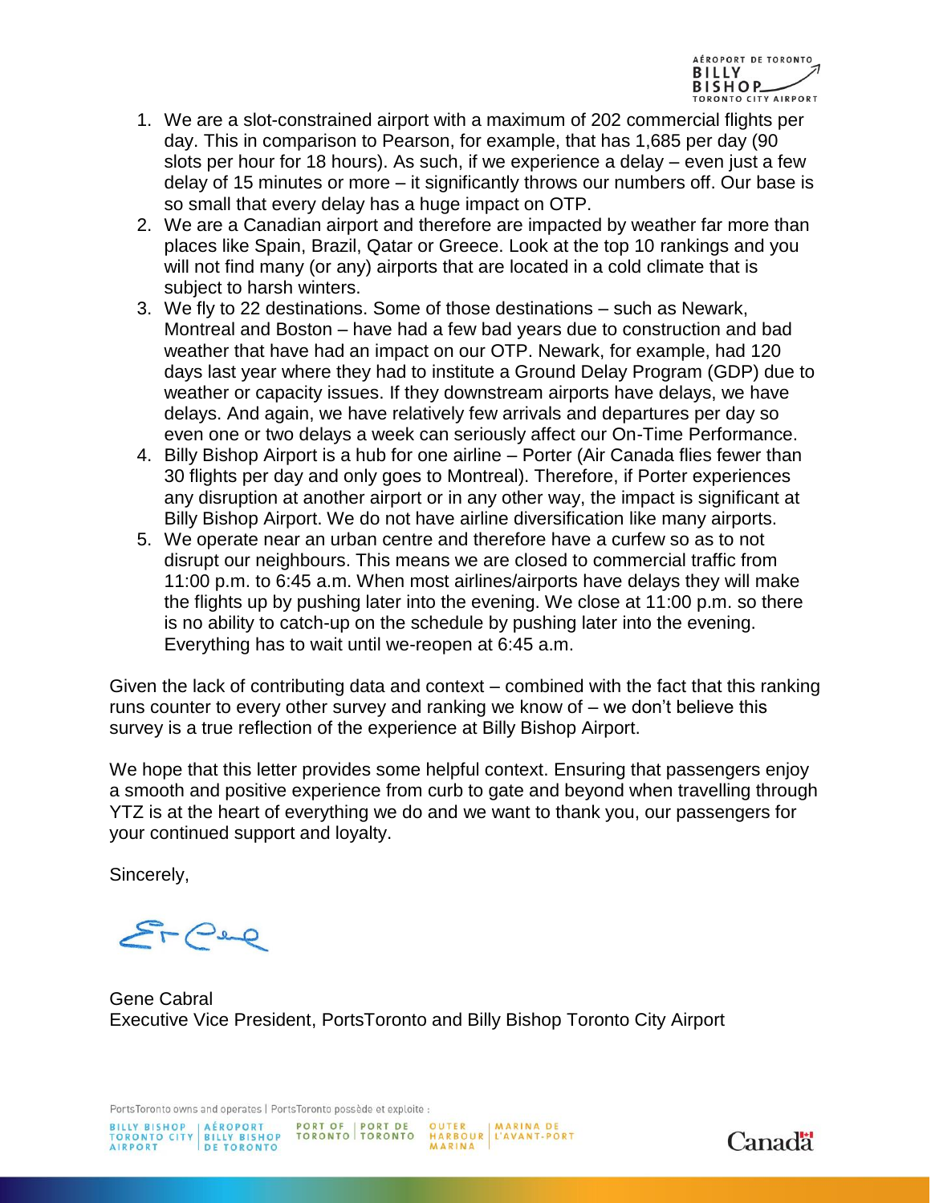1. We are a slot-constrained airport with a maximum of 202 commercial flights per day. This in comparison to Pearson, for example, that has 1,685 per day (90 slots per hour for 18 hours). As such, if we experience a delay – even just a few delay of 15 minutes or more – it significantly throws our numbers off. Our base is so small that every delay has a huge impact on OTP.
2. We are a Canadian airport and therefore are impacted by weather far more than places like Spain, Brazil, Qatar or Greece. Look at the top 10 rankings and you will not find many (or any) airports that are located in a cold climate that is subject to harsh winters.
3. We fly to 22 destinations. Some of those destinations – such as Newark, Montreal and Boston – have had a few bad years due to construction and bad weather that have had an impact on our OTP. Newark, for example, had 120 days last year where they had to institute a Ground Delay Program (GDP) due to weather or capacity issues. If they downstream airports have delays, we have delays. And again, we have relatively few arrivals and departures per day so even one or two delays a week can seriously affect our On-Time Performance.
4. Billy Bishop Airport is a hub for one airline – Porter (Air Canada flies fewer than 30 flights per day and only goes to Montreal). Therefore, if Porter experiences any disruption at another airport or in any other way, the impact is significant at Billy Bishop Airport. We do not have airline diversification like many airports.
5. We operate near an urban centre and therefore have a curfew so as to not disrupt our neighbours. This means we are closed to commercial traffic from 11:00 p.m. to 6:45 a.m. When most airlines/airports have delays they will make the flights up by pushing later into the evening. We close at 11:00 p.m. so there is no ability to catch-up on the schedule by pushing later into the evening. Everything has to wait until we-reopen at 6:45 a.m.

Given the lack of contributing data and context – combined with the fact that this ranking runs counter to every other survey and ranking we know of – we don't believe this survey is a true reflection of the experience at Billy Bishop Airport.

We hope that this letter provides some helpful context. Ensuring that passengers enjoy a smooth and positive experience from curb to gate and beyond when travelling through YTZ is at the heart of everything we do and we want to thank you, our passengers for your continued support and loyalty.

Sincerely,

Gene Cabral
Executive Vice President, PortsToronto and Billy Bishop Toronto City Airport